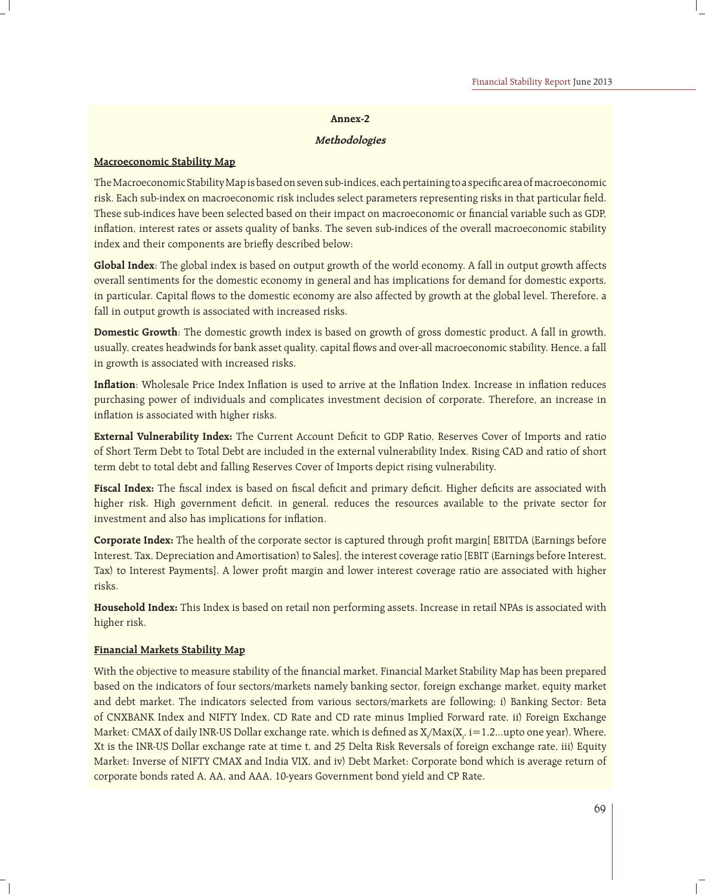# Annex-2

## *Methodologies*

### Macroeconomic Stability Map

The Macroeconomic Stability Map is based on seven sub-indices, each pertaining to a specific area of macroeconomic risk. Each sub-index on macroeconomic risk includes select parameters representing risks in that particular field. These sub-indices have been selected based on their impact on macroeconomic or financial variable such as GDP, inflation, interest rates or assets quality of banks. The seven sub-indices of the overall macroeconomic stability index and their components are briefly described below:

**Global Index**: The global index is based on output growth of the world economy. A fall in output growth affects overall sentiments for the domestic economy in general and has implications for demand for domestic exports, in particular. Capital flows to the domestic economy are also affected by growth at the global level. Therefore, a fall in output growth is associated with increased risks.

**Domestic Growth**: The domestic growth index is based on growth of gross domestic product. A fall in growth, usually, creates headwinds for bank asset quality, capital flows and over-all macroeconomic stability. Hence, a fall in growth is associated with increased risks.

**Inflation**: Wholesale Price Index Inflation is used to arrive at the Inflation Index. Increase in inflation reduces purchasing power of individuals and complicates investment decision of corporate. Therefore, an increase in inflation is associated with higher risks.

**External Vulnerability Index:** The Current Account Deficit to GDP Ratio, Reserves Cover of Imports and ratio of Short Term Debt to Total Debt are included in the external vulnerability Index. Rising CAD and ratio of short term debt to total debt and falling Reserves Cover of Imports depict rising vulnerability.

**Fiscal Index:** The fiscal index is based on fiscal deficit and primary deficit. Higher deficits are associated with higher risk. High government deficit, in general, reduces the resources available to the private sector for investment and also has implications for inflation.

**Corporate Index:** The health of the corporate sector is captured through profit margin[ EBITDA (Earnings before Interest, Tax, Depreciation and Amortisation) to Sales], the interest coverage ratio [EBIT (Earnings before Interest, Tax) to Interest Payments]. A lower profit margin and lower interest coverage ratio are associated with higher risks.

**Household Index:** This Index is based on retail non performing assets. Increase in retail NPAs is associated with higher risk.

### Financial Markets Stability Map

With the objective to measure stability of the financial market, Financial Market Stability Map has been prepared based on the indicators of four sectors/markets namely banking sector, foreign exchange market, equity market and debt market. The indicators selected from various sectors/markets are following; i) Banking Sector: Beta of CNXBANK Index and NIFTY Index, CD Rate and CD rate minus Implied Forward rate, ii) Foreign Exchange Market: CMAX of daily INR-US Dollar exchange rate, which is defined as $X_t/\text{Max}(X_i, i=1,2,..\text{upto one year})$. Where, Xt is the INR-US Dollar exchange rate at time t, and 25 Delta Risk Reversals of foreign exchange rate, iii) Equity Market: Inverse of NIFTY CMAX and India VIX, and iv) Debt Market: Corporate bond which is average return of corporate bonds rated A, AA, and AAA, 10-years Government bond yield and CP Rate.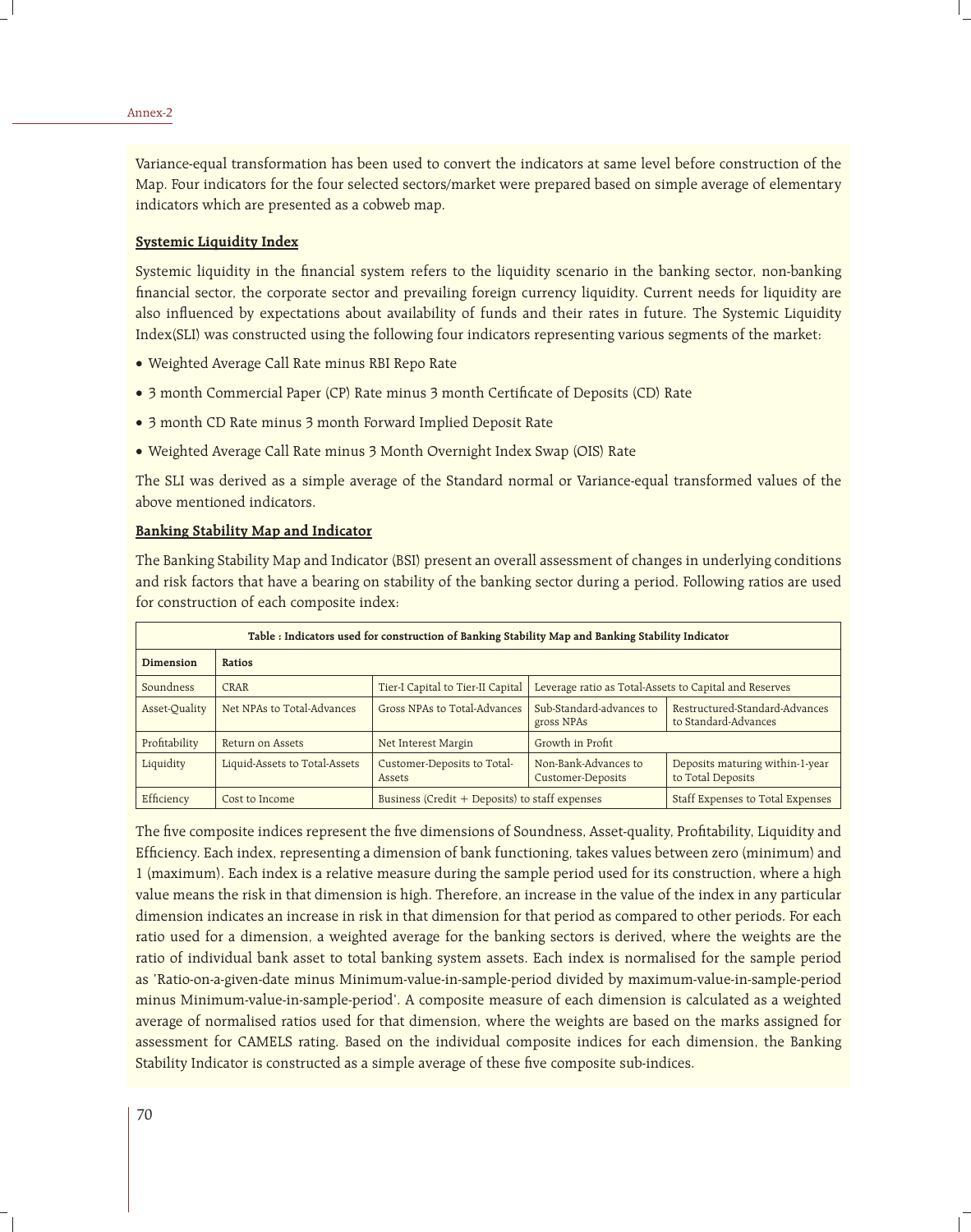Variance-equal transformation has been used to convert the indicators at same level before construction of the Map. Four indicators for the four selected sectors/market were prepared based on simple average of elementary indicators which are presented as a cobweb map.

### Systemic Liquidity Index

Systemic liquidity in the financial system refers to the liquidity scenario in the banking sector, non-banking financial sector, the corporate sector and prevailing foreign currency liquidity. Current needs for liquidity are also influenced by expectations about availability of funds and their rates in future. The Systemic Liquidity Index(SLI) was constructed using the following four indicators representing various segments of the market:

- Weighted Average Call Rate minus RBI Repo Rate
- 3 month Commercial Paper (CP) Rate minus 3 month Certificate of Deposits (CD) Rate
- 3 month CD Rate minus 3 month Forward Implied Deposit Rate
- Weighted Average Call Rate minus 3 Month Overnight Index Swap (OIS) Rate

The SLI was derived as a simple average of the Standard normal or Variance-equal transformed values of the above mentioned indicators.

### Banking Stability Map and Indicator

The Banking Stability Map and Indicator (BSI) present an overall assessment of changes in underlying conditions and risk factors that have a bearing on stability of the banking sector during a period. Following ratios are used for construction of each composite index:

**Table : Indicators used for construction of Banking Stability Map and Banking Stability Indicator**

| Dimension | Ratios | | | |
|---|---|---|---|---|
| Soundness | CRAR | Tier-I Capital to Tier-II Capital | Leverage ratio as Total-Assets to Capital and Reserves | |
| Asset-Quality | Net NPAs to Total-Advances | Gross NPAs to Total-Advances | Sub-Standard-advances to gross NPAs | Restructured-Standard-Advances to Standard-Advances |
| Profitability | Return on Assets | Net Interest Margin | Growth in Profit | |
| Liquidity | Liquid-Assets to Total-Assets | Customer-Deposits to Total-Assets | Non-Bank-Advances to Customer-Deposits | Deposits maturing within-1-year to Total Deposits |
| Efficiency | Cost to Income | Business (Credit + Deposits) to staff expenses | | Staff Expenses to Total Expenses |

The five composite indices represent the five dimensions of Soundness, Asset-quality, Profitability, Liquidity and Efficiency. Each index, representing a dimension of bank functioning, takes values between zero (minimum) and 1 (maximum). Each index is a relative measure during the sample period used for its construction, where a high value means the risk in that dimension is high. Therefore, an increase in the value of the index in any particular dimension indicates an increase in risk in that dimension for that period as compared to other periods. For each ratio used for a dimension, a weighted average for the banking sectors is derived, where the weights are the ratio of individual bank asset to total banking system assets. Each index is normalised for the sample period as 'Ratio-on-a-given-date minus Minimum-value-in-sample-period divided by maximum-value-in-sample-period minus Minimum-value-in-sample-period'. A composite measure of each dimension is calculated as a weighted average of normalised ratios used for that dimension, where the weights are based on the marks assigned for assessment for CAMELS rating. Based on the individual composite indices for each dimension, the Banking Stability Indicator is constructed as a simple average of these five composite sub-indices.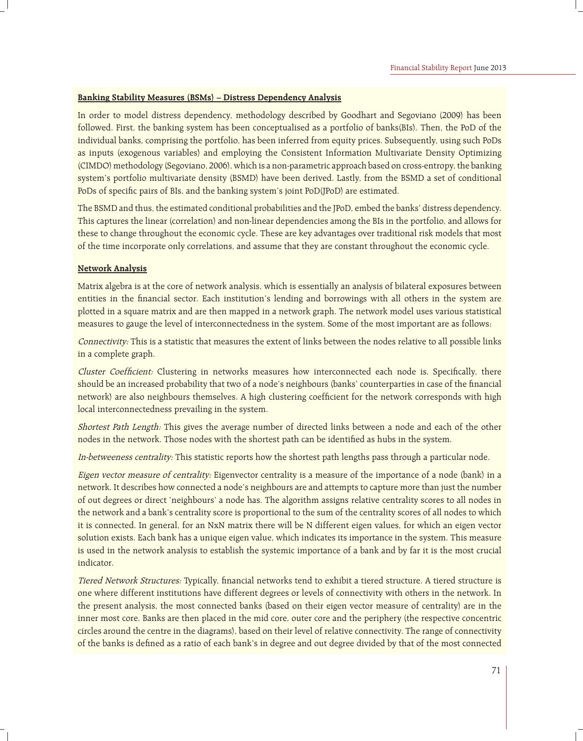**Banking Stability Measures (BSMs) – Distress Dependency Analysis**

In order to model distress dependency, methodology described by Goodhart and Segoviano (2009) has been followed. First, the banking system has been conceptualised as a portfolio of banks(BIs). Then, the PoD of the individual banks, comprising the portfolio, has been inferred from equity prices. Subsequently, using such PoDs as inputs (exogenous variables) and employing the Consistent Information Multivariate Density Optimizing (CIMDO) methodology (Segoviano, 2006), which is a non-parametric approach based on cross-entropy, the banking system's portfolio multivariate density (BSMD) have been derived. Lastly, from the BSMD a set of conditional PoDs of specific pairs of BIs, and the banking system's joint PoD(JPoD) are estimated.

The BSMD and thus, the estimated conditional probabilities and the JPoD, embed the banks' distress dependency. This captures the linear (correlation) and non-linear dependencies among the BIs in the portfolio, and allows for these to change throughout the economic cycle. These are key advantages over traditional risk models that most of the time incorporate only correlations, and assume that they are constant throughout the economic cycle.

**Network Analysis**

Matrix algebra is at the core of network analysis, which is essentially an analysis of bilateral exposures between entities in the financial sector. Each institution's lending and borrowings with all others in the system are plotted in a square matrix and are then mapped in a network graph. The network model uses various statistical measures to gauge the level of interconnectedness in the system. Some of the most important are as follows:

*Connectivity:* This is a statistic that measures the extent of links between the nodes relative to all possible links in a complete graph.

*Cluster Coefficient:* Clustering in networks measures how interconnected each node is. Specifically, there should be an increased probability that two of a node's neighbours (banks' counterparties in case of the financial network) are also neighbours themselves. A high clustering coefficient for the network corresponds with high local interconnectedness prevailing in the system.

*Shortest Path Length:* This gives the average number of directed links between a node and each of the other nodes in the network. Those nodes with the shortest path can be identified as hubs in the system.

*In-betweeness centrality:* This statistic reports how the shortest path lengths pass through a particular node.

*Eigen vector measure of centrality:* Eigenvector centrality is a measure of the importance of a node (bank) in a network. It describes how connected a node's neighbours are and attempts to capture more than just the number of out degrees or direct 'neighbours' a node has. The algorithm assigns relative centrality scores to all nodes in the network and a bank's centrality score is proportional to the sum of the centrality scores of all nodes to which it is connected. In general, for an NxN matrix there will be N different eigen values, for which an eigen vector solution exists. Each bank has a unique eigen value, which indicates its importance in the system. This measure is used in the network analysis to establish the systemic importance of a bank and by far it is the most crucial indicator.

*Tiered Network Structures:* Typically, financial networks tend to exhibit a tiered structure. A tiered structure is one where different institutions have different degrees or levels of connectivity with others in the network. In the present analysis, the most connected banks (based on their eigen vector measure of centrality) are in the inner most core. Banks are then placed in the mid core, outer core and the periphery (the respective concentric circles around the centre in the diagrams), based on their level of relative connectivity. The range of connectivity of the banks is defined as a ratio of each bank's in degree and out degree divided by that of the most connected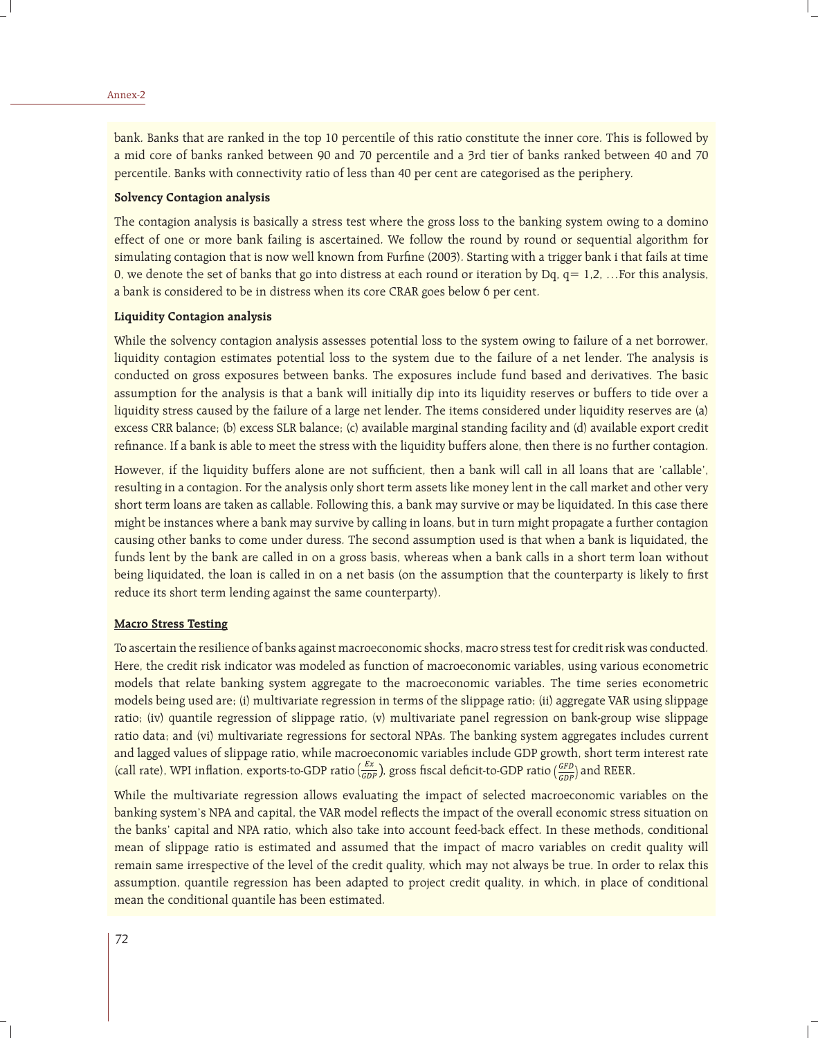bank. Banks that are ranked in the top 10 percentile of this ratio constitute the inner core. This is followed by a mid core of banks ranked between 90 and 70 percentile and a 3rd tier of banks ranked between 40 and 70 percentile. Banks with connectivity ratio of less than 40 per cent are categorised as the periphery.

**Solvency Contagion analysis**

The contagion analysis is basically a stress test where the gross loss to the banking system owing to a domino effect of one or more bank failing is ascertained. We follow the round by round or sequential algorithm for simulating contagion that is now well known from Furfine (2003). Starting with a trigger bank i that fails at time 0, we denote the set of banks that go into distress at each round or iteration by Dq, q= 1,2, …For this analysis, a bank is considered to be in distress when its core CRAR goes below 6 per cent.

**Liquidity Contagion analysis**

While the solvency contagion analysis assesses potential loss to the system owing to failure of a net borrower, liquidity contagion estimates potential loss to the system due to the failure of a net lender. The analysis is conducted on gross exposures between banks. The exposures include fund based and derivatives. The basic assumption for the analysis is that a bank will initially dip into its liquidity reserves or buffers to tide over a liquidity stress caused by the failure of a large net lender. The items considered under liquidity reserves are (a) excess CRR balance; (b) excess SLR balance; (c) available marginal standing facility and (d) available export credit refinance. If a bank is able to meet the stress with the liquidity buffers alone, then there is no further contagion.

However, if the liquidity buffers alone are not sufficient, then a bank will call in all loans that are 'callable', resulting in a contagion. For the analysis only short term assets like money lent in the call market and other very short term loans are taken as callable. Following this, a bank may survive or may be liquidated. In this case there might be instances where a bank may survive by calling in loans, but in turn might propagate a further contagion causing other banks to come under duress. The second assumption used is that when a bank is liquidated, the funds lent by the bank are called in on a gross basis, whereas when a bank calls in a short term loan without being liquidated, the loan is called in on a net basis (on the assumption that the counterparty is likely to first reduce its short term lending against the same counterparty).

**Macro Stress Testing**

To ascertain the resilience of banks against macroeconomic shocks, macro stress test for credit risk was conducted. Here, the credit risk indicator was modeled as function of macroeconomic variables, using various econometric models that relate banking system aggregate to the macroeconomic variables. The time series econometric models being used are; (i) multivariate regression in terms of the slippage ratio; (ii) aggregate VAR using slippage ratio; (iv) quantile regression of slippage ratio, (v) multivariate panel regression on bank-group wise slippage ratio data; and (vi) multivariate regressions for sectoral NPAs. The banking system aggregates includes current and lagged values of slippage ratio, while macroeconomic variables include GDP growth, short term interest rate (call rate), WPI inflation, exports-to-GDP ratio $\left(\frac{Ex}{GDP}\right)$, gross fiscal deficit-to-GDP ratio $\left(\frac{GFD}{GDP}\right)$ and REER.

While the multivariate regression allows evaluating the impact of selected macroeconomic variables on the banking system's NPA and capital, the VAR model reflects the impact of the overall economic stress situation on the banks' capital and NPA ratio, which also take into account feed-back effect. In these methods, conditional mean of slippage ratio is estimated and assumed that the impact of macro variables on credit quality will remain same irrespective of the level of the credit quality, which may not always be true. In order to relax this assumption, quantile regression has been adapted to project credit quality, in which, in place of conditional mean the conditional quantile has been estimated.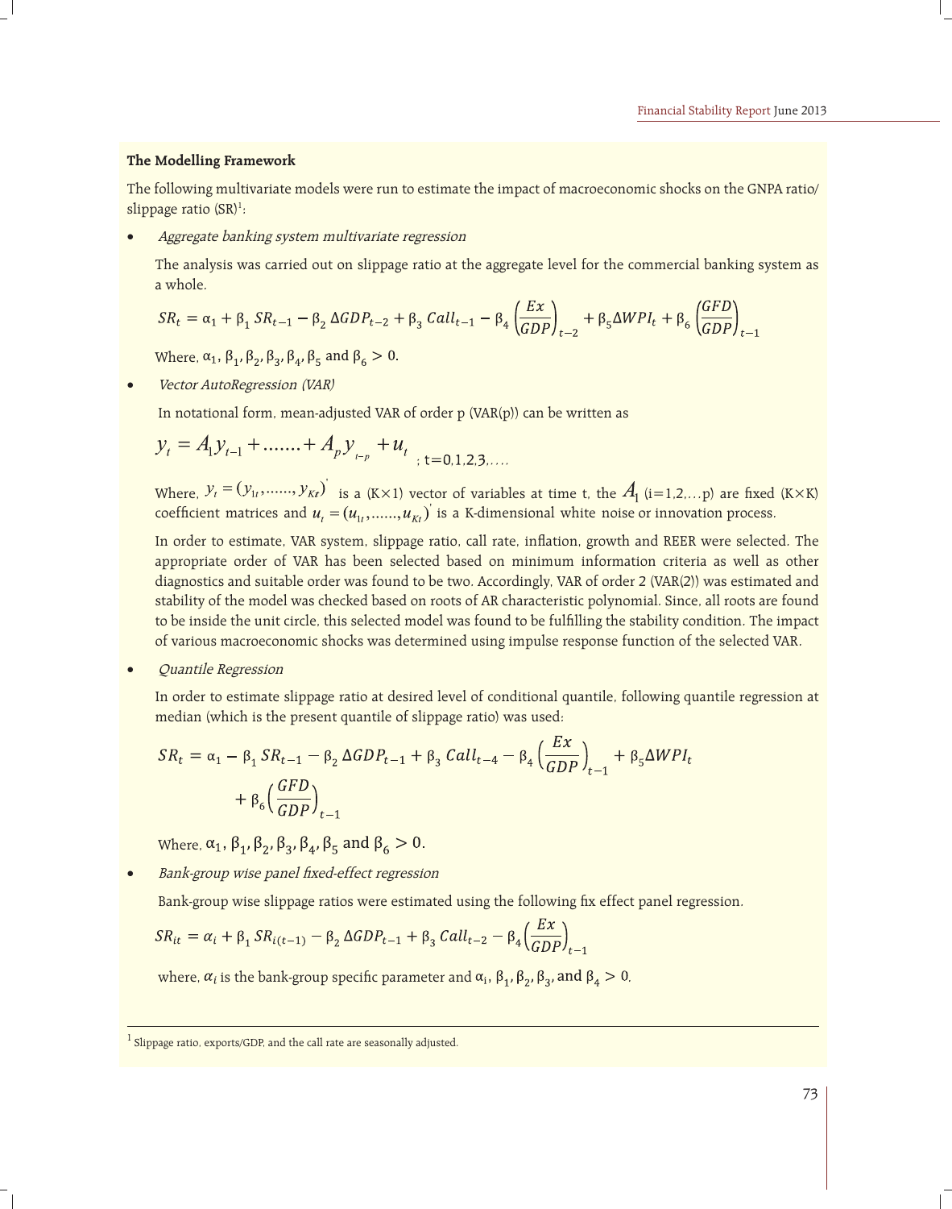**The Modelling Framework**

The following multivariate models were run to estimate the impact of macroeconomic shocks on the GNPA ratio/ slippage ratio (SR)[1]:

- *Aggregate banking system multivariate regression*

  The analysis was carried out on slippage ratio at the aggregate level for the commercial banking system as a whole.

$$SR_t = \alpha_1 + \beta_1\, SR_{t-1} - \beta_2\, \Delta GDP_{t-2} + \beta_3\, Call_{t-1} - \beta_4 \left(\frac{Ex}{GDP}\right)_{t-2} + \beta_5 \Delta WPI_t + \beta_6 \left(\frac{GFD}{GDP}\right)_{t-1}$$

  Where, $\alpha_1, \beta_1, \beta_2, \beta_3, \beta_4, \beta_5$ and $\beta_6 > 0$.

- *Vector AutoRegression (VAR)*

  In notational form, mean-adjusted VAR of order p (VAR(p)) can be written as

$$y_t = A_1 y_{t-1} + \ldots\ldots + A_p y_{t-p} + u_t \quad ; \ t=0,1,2,3,\ldots.$$

  Where, $y_t = (y_{1t}, \ldots\ldots, y_{Kt})'$ is a (K×1) vector of variables at time t, the $A_i$ (i=1,2,…p) are fixed (K×K) coefficient matrices and $u_t = (u_{1t}, \ldots\ldots, u_{Kt})'$ is a K-dimensional white noise or innovation process.

  In order to estimate, VAR system, slippage ratio, call rate, inflation, growth and REER were selected. The appropriate order of VAR has been selected based on minimum information criteria as well as other diagnostics and suitable order was found to be two. Accordingly, VAR of order 2 (VAR(2)) was estimated and stability of the model was checked based on roots of AR characteristic polynomial. Since, all roots are found to be inside the unit circle, this selected model was found to be fulfilling the stability condition. The impact of various macroeconomic shocks was determined using impulse response function of the selected VAR.

- *Quantile Regression*

  In order to estimate slippage ratio at desired level of conditional quantile, following quantile regression at median (which is the present quantile of slippage ratio) was used:

$$SR_t = \alpha_1 - \beta_1\, SR_{t-1} - \beta_2\, \Delta GDP_{t-1} + \beta_3\, Call_{t-4} - \beta_4 \left(\frac{Ex}{GDP}\right)_{t-1} + \beta_5 \Delta WPI_t + \beta_6 \left(\frac{GFD}{GDP}\right)_{t-1}$$

  Where, $\alpha_1, \beta_1, \beta_2, \beta_3, \beta_4, \beta_5$ and $\beta_6 > 0$.

- *Bank-group wise panel fixed-effect regression*

  Bank-group wise slippage ratios were estimated using the following fix effect panel regression.

$$SR_{it} = \alpha_i + \beta_1\, SR_{i(t-1)} - \beta_2\, \Delta GDP_{t-1} + \beta_3\, Call_{t-2} - \beta_4 \left(\frac{Ex}{GDP}\right)_{t-1}$$

  where, $\alpha_i$ is the bank-group specific parameter and $\alpha_i, \beta_1, \beta_2, \beta_3,$ and $\beta_4 > 0$.

---

[1] Slippage ratio, exports/GDP, and the call rate are seasonally adjusted.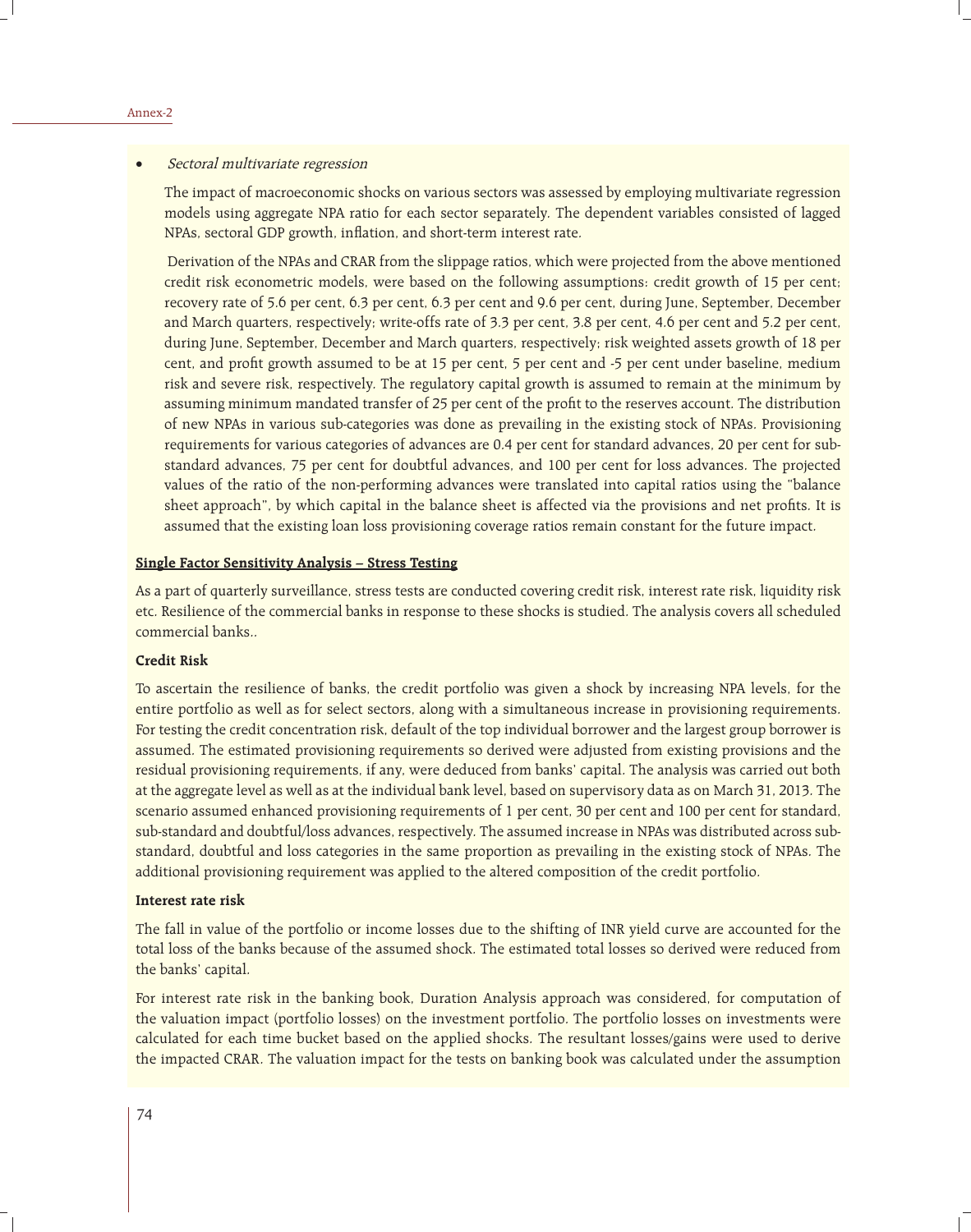- *Sectoral multivariate regression*

  The impact of macroeconomic shocks on various sectors was assessed by employing multivariate regression models using aggregate NPA ratio for each sector separately. The dependent variables consisted of lagged NPAs, sectoral GDP growth, inflation, and short-term interest rate.

  Derivation of the NPAs and CRAR from the slippage ratios, which were projected from the above mentioned credit risk econometric models, were based on the following assumptions: credit growth of 15 per cent; recovery rate of 5.6 per cent, 6.3 per cent, 6.3 per cent and 9.6 per cent, during June, September, December and March quarters, respectively; write-offs rate of 3.3 per cent, 3.8 per cent, 4.6 per cent and 5.2 per cent, during June, September, December and March quarters, respectively; risk weighted assets growth of 18 per cent, and profit growth assumed to be at 15 per cent, 5 per cent and -5 per cent under baseline, medium risk and severe risk, respectively. The regulatory capital growth is assumed to remain at the minimum by assuming minimum mandated transfer of 25 per cent of the profit to the reserves account. The distribution of new NPAs in various sub-categories was done as prevailing in the existing stock of NPAs. Provisioning requirements for various categories of advances are 0.4 per cent for standard advances, 20 per cent for sub-standard advances, 75 per cent for doubtful advances, and 100 per cent for loss advances. The projected values of the ratio of the non-performing advances were translated into capital ratios using the "balance sheet approach", by which capital in the balance sheet is affected via the provisions and net profits. It is assumed that the existing loan loss provisioning coverage ratios remain constant for the future impact.

## Single Factor Sensitivity Analysis – Stress Testing

As a part of quarterly surveillance, stress tests are conducted covering credit risk, interest rate risk, liquidity risk etc. Resilience of the commercial banks in response to these shocks is studied. The analysis covers all scheduled commercial banks..

### Credit Risk

To ascertain the resilience of banks, the credit portfolio was given a shock by increasing NPA levels, for the entire portfolio as well as for select sectors, along with a simultaneous increase in provisioning requirements. For testing the credit concentration risk, default of the top individual borrower and the largest group borrower is assumed. The estimated provisioning requirements so derived were adjusted from existing provisions and the residual provisioning requirements, if any, were deduced from banks' capital. The analysis was carried out both at the aggregate level as well as at the individual bank level, based on supervisory data as on March 31, 2013. The scenario assumed enhanced provisioning requirements of 1 per cent, 30 per cent and 100 per cent for standard, sub-standard and doubtful/loss advances, respectively. The assumed increase in NPAs was distributed across sub-standard, doubtful and loss categories in the same proportion as prevailing in the existing stock of NPAs. The additional provisioning requirement was applied to the altered composition of the credit portfolio.

### Interest rate risk

The fall in value of the portfolio or income losses due to the shifting of INR yield curve are accounted for the total loss of the banks because of the assumed shock. The estimated total losses so derived were reduced from the banks' capital.

For interest rate risk in the banking book, Duration Analysis approach was considered, for computation of the valuation impact (portfolio losses) on the investment portfolio. The portfolio losses on investments were calculated for each time bucket based on the applied shocks. The resultant losses/gains were used to derive the impacted CRAR. The valuation impact for the tests on banking book was calculated under the assumption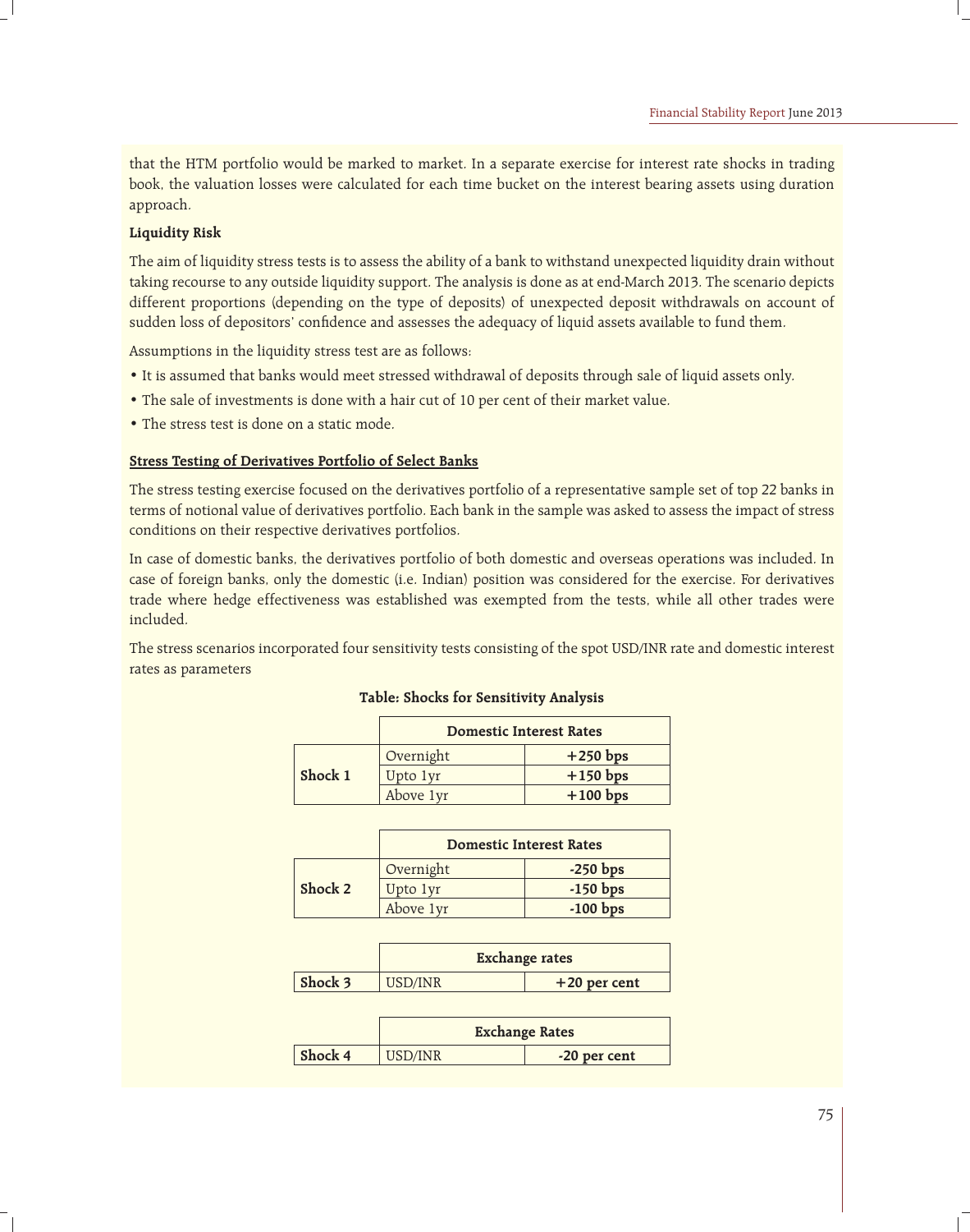that the HTM portfolio would be marked to market. In a separate exercise for interest rate shocks in trading book, the valuation losses were calculated for each time bucket on the interest bearing assets using duration approach.

**Liquidity Risk**

The aim of liquidity stress tests is to assess the ability of a bank to withstand unexpected liquidity drain without taking recourse to any outside liquidity support. The analysis is done as at end-March 2013. The scenario depicts different proportions (depending on the type of deposits) of unexpected deposit withdrawals on account of sudden loss of depositors' confidence and assesses the adequacy of liquid assets available to fund them.

Assumptions in the liquidity stress test are as follows:

- It is assumed that banks would meet stressed withdrawal of deposits through sale of liquid assets only.
- The sale of investments is done with a hair cut of 10 per cent of their market value.
- The stress test is done on a static mode.

**<u>Stress Testing of Derivatives Portfolio of Select Banks</u>**

The stress testing exercise focused on the derivatives portfolio of a representative sample set of top 22 banks in terms of notional value of derivatives portfolio. Each bank in the sample was asked to assess the impact of stress conditions on their respective derivatives portfolios.

In case of domestic banks, the derivatives portfolio of both domestic and overseas operations was included. In case of foreign banks, only the domestic (i.e. Indian) position was considered for the exercise. For derivatives trade where hedge effectiveness was established was exempted from the tests, while all other trades were included.

The stress scenarios incorporated four sensitivity tests consisting of the spot USD/INR rate and domestic interest rates as parameters

**Table: Shocks for Sensitivity Analysis**

| | Domestic Interest Rates | |
|---|---|---|
| **Shock 1** | Overnight | **+250 bps** |
| | Upto 1yr | **+150 bps** |
| | Above 1yr | **+100 bps** |

| | Domestic Interest Rates | |
|---|---|---|
| **Shock 2** | Overnight | **-250 bps** |
| | Upto 1yr | **-150 bps** |
| | Above 1yr | **-100 bps** |

| | Exchange rates | |
|---|---|---|
| **Shock 3** | USD/INR | **+20 per cent** |

| | Exchange Rates | |
|---|---|---|
| **Shock 4** | USD/INR | **-20 per cent** |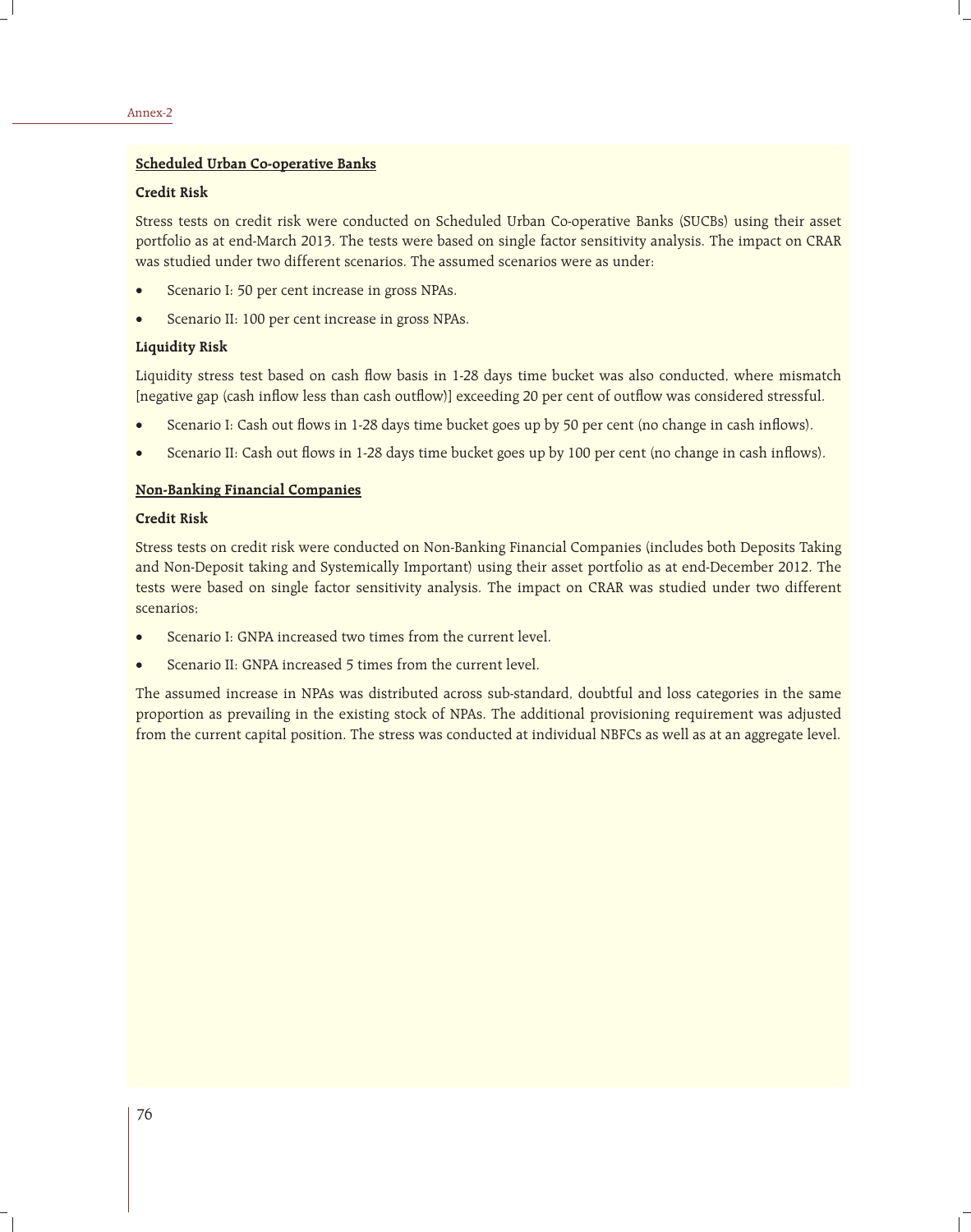## Scheduled Urban Co-operative Banks

### Credit Risk

Stress tests on credit risk were conducted on Scheduled Urban Co-operative Banks (SUCBs) using their asset portfolio as at end-March 2013. The tests were based on single factor sensitivity analysis. The impact on CRAR was studied under two different scenarios. The assumed scenarios were as under:

- Scenario I: 50 per cent increase in gross NPAs.
- Scenario II: 100 per cent increase in gross NPAs.

### Liquidity Risk

Liquidity stress test based on cash flow basis in 1-28 days time bucket was also conducted, where mismatch [negative gap (cash inflow less than cash outflow)] exceeding 20 per cent of outflow was considered stressful.

- Scenario I: Cash out flows in 1-28 days time bucket goes up by 50 per cent (no change in cash inflows).
- Scenario II: Cash out flows in 1-28 days time bucket goes up by 100 per cent (no change in cash inflows).

## Non-Banking Financial Companies

### Credit Risk

Stress tests on credit risk were conducted on Non-Banking Financial Companies (includes both Deposits Taking and Non-Deposit taking and Systemically Important) using their asset portfolio as at end-December 2012. The tests were based on single factor sensitivity analysis. The impact on CRAR was studied under two different scenarios;

- Scenario I: GNPA increased two times from the current level.
- Scenario II: GNPA increased 5 times from the current level.

The assumed increase in NPAs was distributed across sub-standard, doubtful and loss categories in the same proportion as prevailing in the existing stock of NPAs. The additional provisioning requirement was adjusted from the current capital position. The stress was conducted at individual NBFCs as well as at an aggregate level.